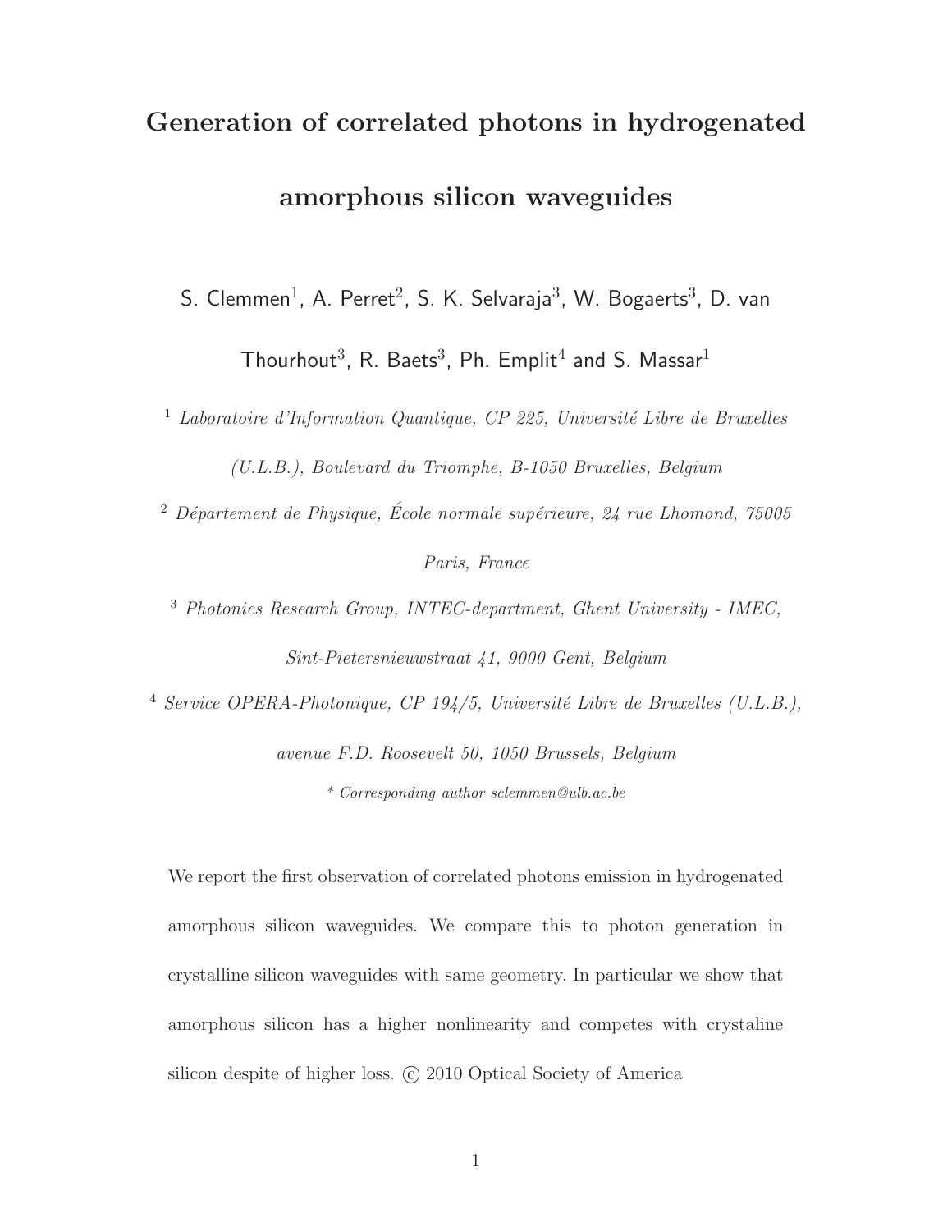# Generation of correlated photons in hydrogenated amorphous silicon waveguides

S. Clemmen[1], A. Perret[2], S. K. Selvaraja[3], W. Bogaerts[3], D. van Thourhout[3], R. Baets[3], Ph. Emplit[4] and S. Massar[1]

[1] *Laboratoire d'Information Quantique, CP 225, Université Libre de Bruxelles (U.L.B.), Boulevard du Triomphe, B-1050 Bruxelles, Belgium*

[2] *Département de Physique, École normale supérieure, 24 rue Lhomond, 75005 Paris, France*

[3] *Photonics Research Group, INTEC-department, Ghent University - IMEC, Sint-Pietersnieuwstraat 41, 9000 Gent, Belgium*

[4] *Service OPERA-Photonique, CP 194/5, Université Libre de Bruxelles (U.L.B.), avenue F.D. Roosevelt 50, 1050 Brussels, Belgium*

*\* Corresponding author sclemmen@ulb.ac.be*

We report the first observation of correlated photons emission in hydrogenated amorphous silicon waveguides. We compare this to photon generation in crystalline silicon waveguides with same geometry. In particular we show that amorphous silicon has a higher nonlinearity and competes with crystaline silicon despite of higher loss. © 2010 Optical Society of America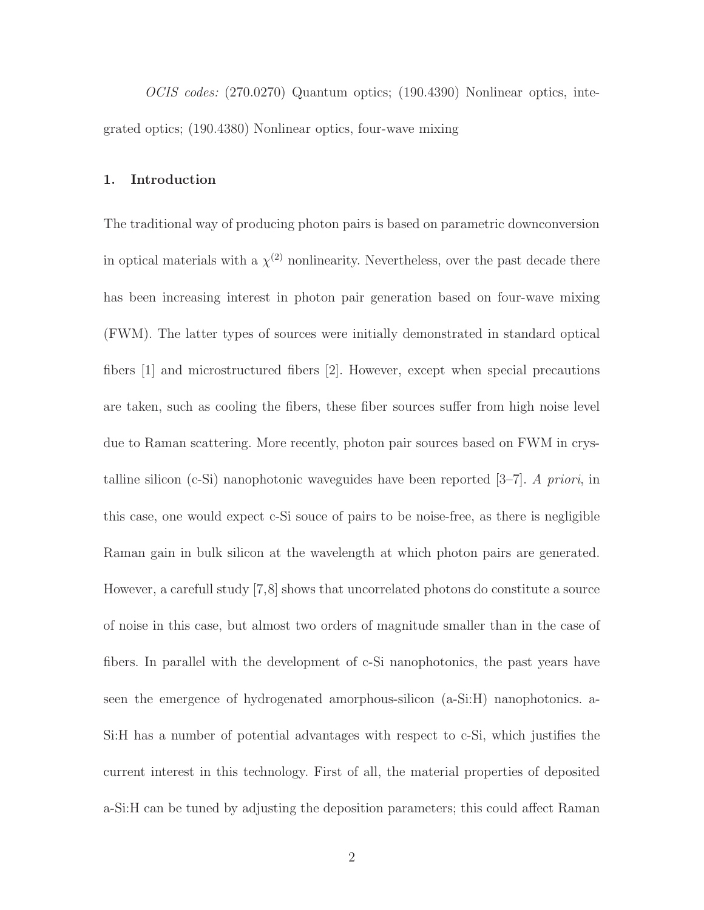*OCIS codes:* (270.0270) Quantum optics; (190.4390) Nonlinear optics, integrated optics; (190.4380) Nonlinear optics, four-wave mixing

## 1. Introduction

The traditional way of producing photon pairs is based on parametric downconversion in optical materials with a $\chi^{(2)}$ nonlinearity. Nevertheless, over the past decade there has been increasing interest in photon pair generation based on four-wave mixing (FWM). The latter types of sources were initially demonstrated in standard optical fibers [1] and microstructured fibers [2]. However, except when special precautions are taken, such as cooling the fibers, these fiber sources suffer from high noise level due to Raman scattering. More recently, photon pair sources based on FWM in crystalline silicon (c-Si) nanophotonic waveguides have been reported [3–7]. *A priori*, in this case, one would expect c-Si souce of pairs to be noise-free, as there is negligible Raman gain in bulk silicon at the wavelength at which photon pairs are generated. However, a carefull study [7,8] shows that uncorrelated photons do constitute a source of noise in this case, but almost two orders of magnitude smaller than in the case of fibers. In parallel with the development of c-Si nanophotonics, the past years have seen the emergence of hydrogenated amorphous-silicon (a-Si:H) nanophotonics. a-Si:H has a number of potential advantages with respect to c-Si, which justifies the current interest in this technology. First of all, the material properties of deposited a-Si:H can be tuned by adjusting the deposition parameters; this could affect Raman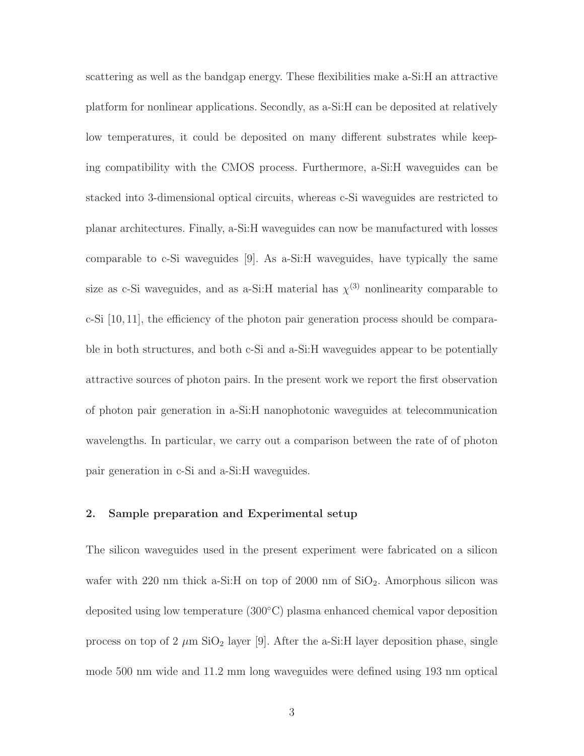scattering as well as the bandgap energy. These flexibilities make a-Si:H an attractive platform for nonlinear applications. Secondly, as a-Si:H can be deposited at relatively low temperatures, it could be deposited on many different substrates while keeping compatibility with the CMOS process. Furthermore, a-Si:H waveguides can be stacked into 3-dimensional optical circuits, whereas c-Si waveguides are restricted to planar architectures. Finally, a-Si:H waveguides can now be manufactured with losses comparable to c-Si waveguides [9]. As a-Si:H waveguides, have typically the same size as c-Si waveguides, and as a-Si:H material has $\chi^{(3)}$ nonlinearity comparable to c-Si [10, 11], the efficiency of the photon pair generation process should be comparable in both structures, and both c-Si and a-Si:H waveguides appear to be potentially attractive sources of photon pairs. In the present work we report the first observation of photon pair generation in a-Si:H nanophotonic waveguides at telecommunication wavelengths. In particular, we carry out a comparison between the rate of of photon pair generation in c-Si and a-Si:H waveguides.

## 2. Sample preparation and Experimental setup

The silicon waveguides used in the present experiment were fabricated on a silicon wafer with 220 nm thick a-Si:H on top of 2000 nm of $SiO_2$. Amorphous silicon was deposited using low temperature (300°C) plasma enhanced chemical vapor deposition process on top of 2 $\mu$m $SiO_2$ layer [9]. After the a-Si:H layer deposition phase, single mode 500 nm wide and 11.2 mm long waveguides were defined using 193 nm optical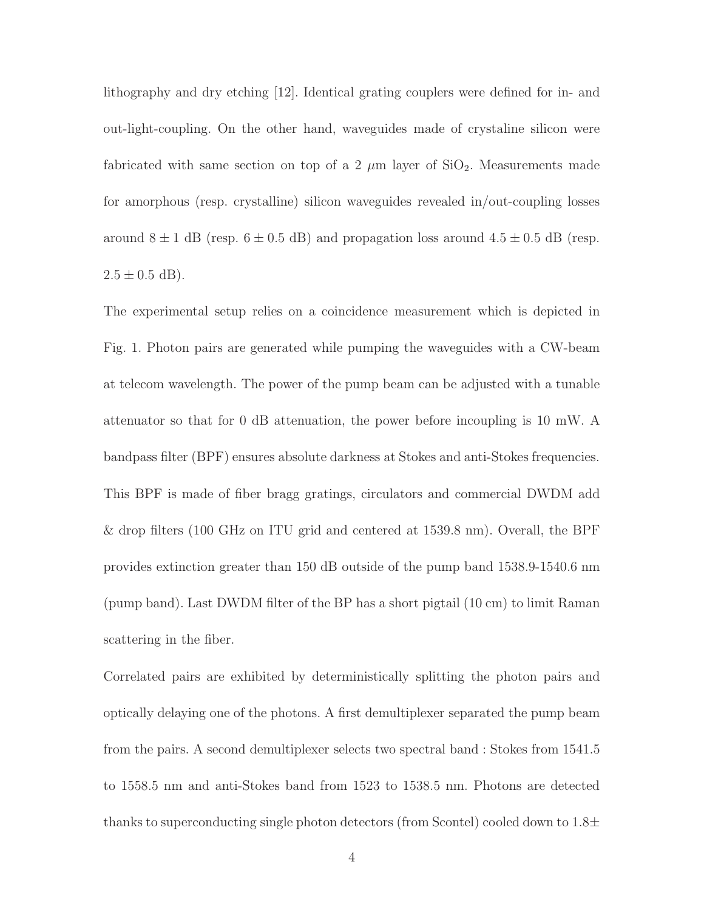lithography and dry etching [12]. Identical grating couplers were defined for in- and out-light-coupling. On the other hand, waveguides made of crystaline silicon were fabricated with same section on top of a 2 $\mu$m layer of $SiO_2$. Measurements made for amorphous (resp. crystalline) silicon waveguides revealed in/out-coupling losses around $8 \pm 1$ dB (resp. $6 \pm 0.5$ dB) and propagation loss around $4.5 \pm 0.5$ dB (resp. $2.5 \pm 0.5$ dB).

The experimental setup relies on a coincidence measurement which is depicted in Fig. 1. Photon pairs are generated while pumping the waveguides with a CW-beam at telecom wavelength. The power of the pump beam can be adjusted with a tunable attenuator so that for 0 dB attenuation, the power before incoupling is 10 mW. A bandpass filter (BPF) ensures absolute darkness at Stokes and anti-Stokes frequencies. This BPF is made of fiber bragg gratings, circulators and commercial DWDM add & drop filters (100 GHz on ITU grid and centered at 1539.8 nm). Overall, the BPF provides extinction greater than 150 dB outside of the pump band 1538.9-1540.6 nm (pump band). Last DWDM filter of the BP has a short pigtail (10 cm) to limit Raman scattering in the fiber.

Correlated pairs are exhibited by deterministically splitting the photon pairs and optically delaying one of the photons. A first demultiplexer separated the pump beam from the pairs. A second demultiplexer selects two spectral band : Stokes from 1541.5 to 1558.5 nm and anti-Stokes band from 1523 to 1538.5 nm. Photons are detected thanks to superconducting single photon detectors (from Scontel) cooled down to $1.8\pm$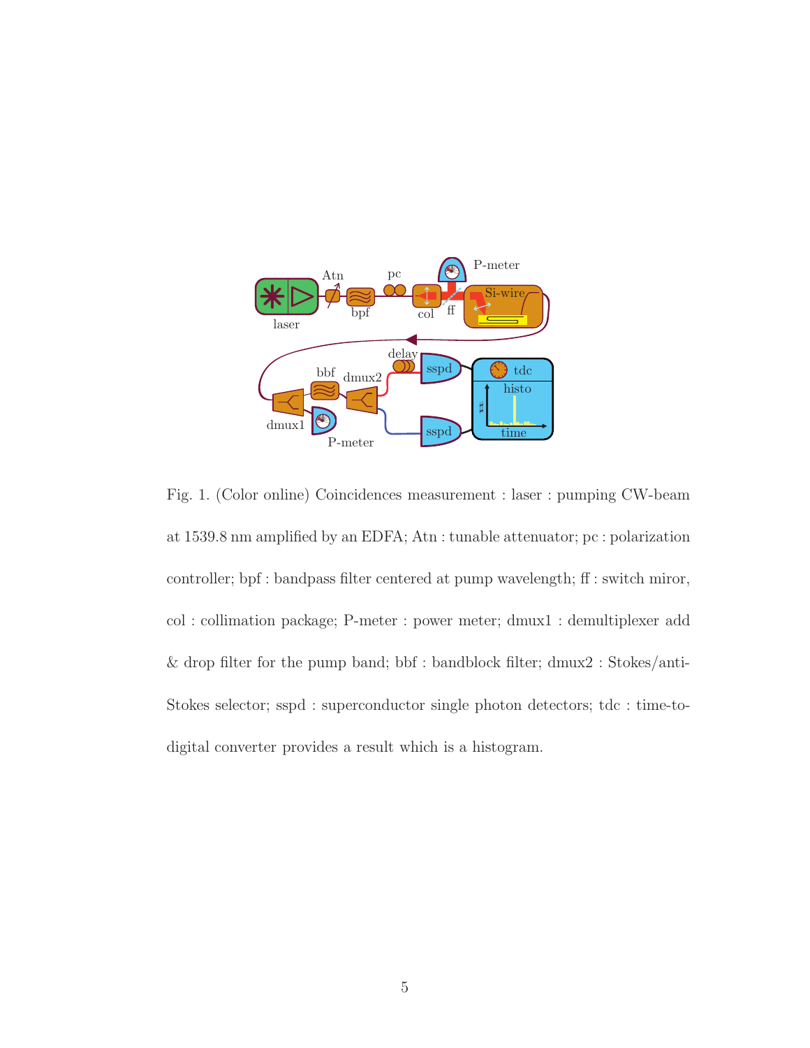Fig. 1. (Color online) Coincidences measurement : laser : pumping CW-beam at 1539.8 nm amplified by an EDFA; Atn : tunable attenuator; pc : polarization controller; bpf : bandpass filter centered at pump wavelength; ff : switch miror, col : collimation package; P-meter : power meter; dmux1 : demultiplexer add & drop filter for the pump band; bbf : bandblock filter; dmux2 : Stokes/anti-Stokes selector; sspd : superconductor single photon detectors; tdc : time-to-digital converter provides a result which is a histogram.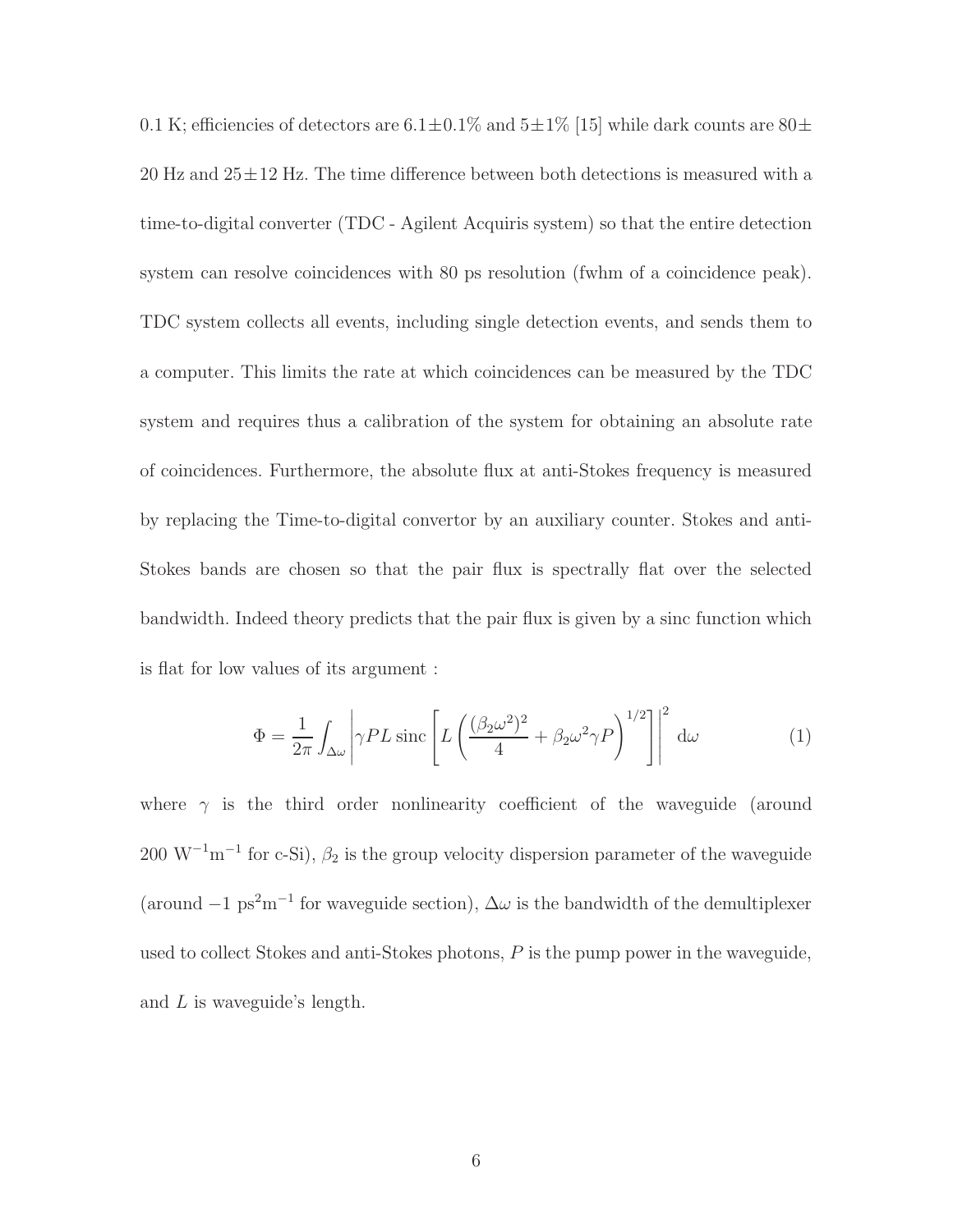0.1 K; efficiencies of detectors are $6.1\pm0.1\%$ and $5\pm1\%$ [15] while dark counts are $80\pm$ 20 Hz and $25\pm12$ Hz. The time difference between both detections is measured with a time-to-digital converter (TDC - Agilent Acquiris system) so that the entire detection system can resolve coincidences with 80 ps resolution (fwhm of a coincidence peak). TDC system collects all events, including single detection events, and sends them to a computer. This limits the rate at which coincidences can be measured by the TDC system and requires thus a calibration of the system for obtaining an absolute rate of coincidences. Furthermore, the absolute flux at anti-Stokes frequency is measured by replacing the Time-to-digital convertor by an auxiliary counter. Stokes and anti-Stokes bands are chosen so that the pair flux is spectrally flat over the selected bandwidth. Indeed theory predicts that the pair flux is given by a sinc function which is flat for low values of its argument :

$$\Phi = \frac{1}{2\pi} \int_{\Delta\omega} \left| \gamma P L \,\mathrm{sinc} \left[ L \left( \frac{(\beta_2 \omega^2)^2}{4} + \beta_2 \omega^2 \gamma P \right)^{1/2} \right] \right|^2 \mathrm{d}\omega \tag{1}$$

where $\gamma$ is the third order nonlinearity coefficient of the waveguide (around 200 $\mathrm{W}^{-1}\mathrm{m}^{-1}$ for c-Si), $\beta_2$ is the group velocity dispersion parameter of the waveguide (around $-1$ $\mathrm{ps}^2\mathrm{m}^{-1}$ for waveguide section), $\Delta\omega$ is the bandwidth of the demultiplexer used to collect Stokes and anti-Stokes photons, $P$ is the pump power in the waveguide, and $L$ is waveguide's length.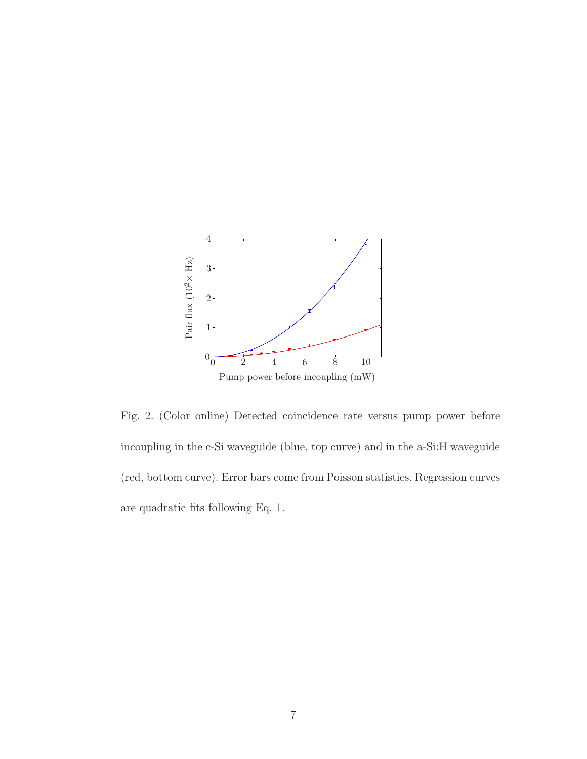Fig. 2. (Color online) Detected coincidence rate versus pump power before incoupling in the c-Si waveguide (blue, top curve) and in the a-Si:H waveguide (red, bottom curve). Error bars come from Poisson statistics. Regression curves are quadratic fits following Eq. 1.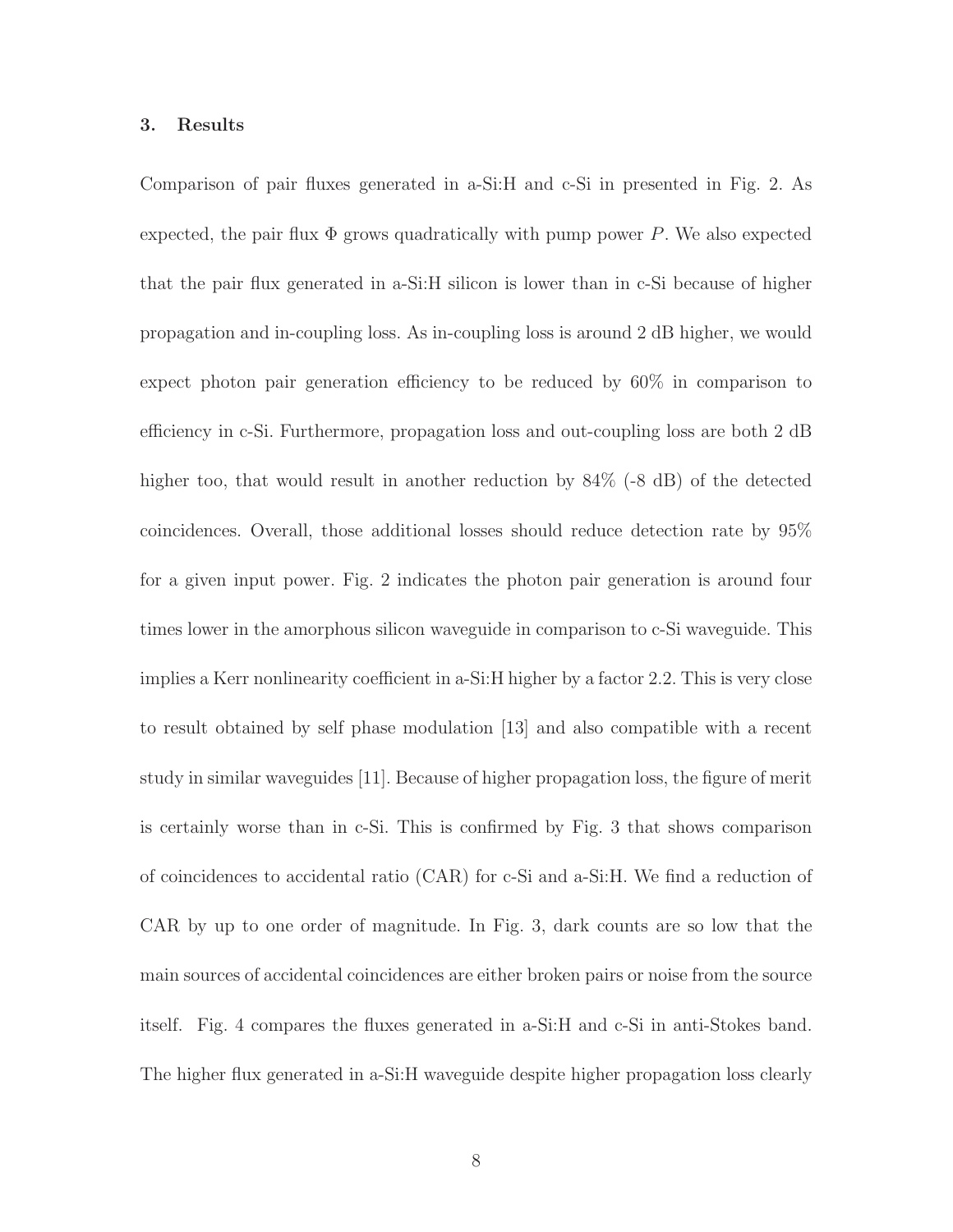## 3. Results

Comparison of pair fluxes generated in a-Si:H and c-Si in presented in Fig. 2. As expected, the pair flux $\Phi$ grows quadratically with pump power $P$. We also expected that the pair flux generated in a-Si:H silicon is lower than in c-Si because of higher propagation and in-coupling loss. As in-coupling loss is around 2 dB higher, we would expect photon pair generation efficiency to be reduced by 60% in comparison to efficiency in c-Si. Furthermore, propagation loss and out-coupling loss are both 2 dB higher too, that would result in another reduction by 84% (-8 dB) of the detected coincidences. Overall, those additional losses should reduce detection rate by 95% for a given input power. Fig. 2 indicates the photon pair generation is around four times lower in the amorphous silicon waveguide in comparison to c-Si waveguide. This implies a Kerr nonlinearity coefficient in a-Si:H higher by a factor 2.2. This is very close to result obtained by self phase modulation [13] and also compatible with a recent study in similar waveguides [11]. Because of higher propagation loss, the figure of merit is certainly worse than in c-Si. This is confirmed by Fig. 3 that shows comparison of coincidences to accidental ratio (CAR) for c-Si and a-Si:H. We find a reduction of CAR by up to one order of magnitude. In Fig. 3, dark counts are so low that the main sources of accidental coincidences are either broken pairs or noise from the source itself. Fig. 4 compares the fluxes generated in a-Si:H and c-Si in anti-Stokes band. The higher flux generated in a-Si:H waveguide despite higher propagation loss clearly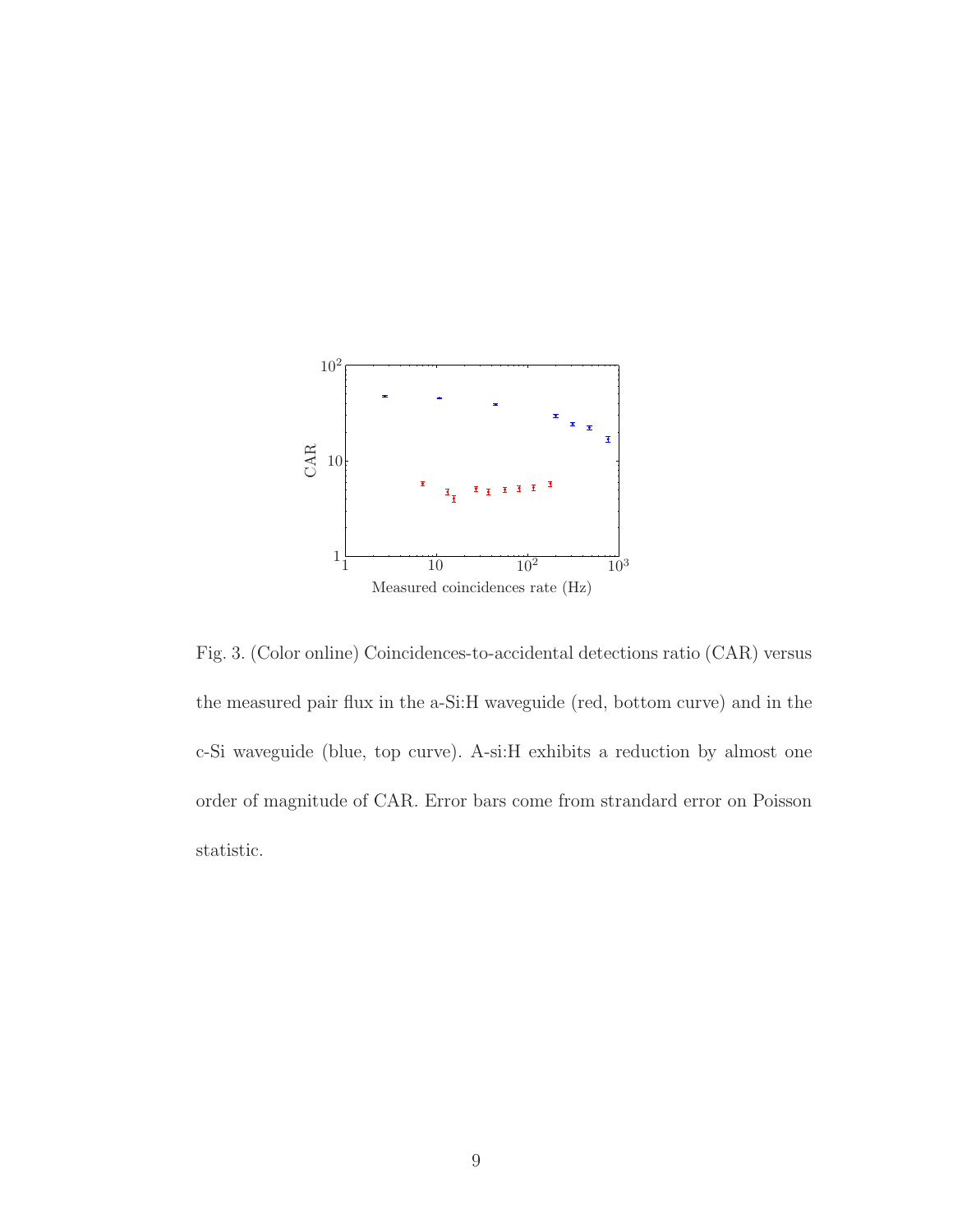Fig. 3. (Color online) Coincidences-to-accidental detections ratio (CAR) versus the measured pair flux in the a-Si:H waveguide (red, bottom curve) and in the c-Si waveguide (blue, top curve). A-si:H exhibits a reduction by almost one order of magnitude of CAR. Error bars come from standard error on Poisson statistic.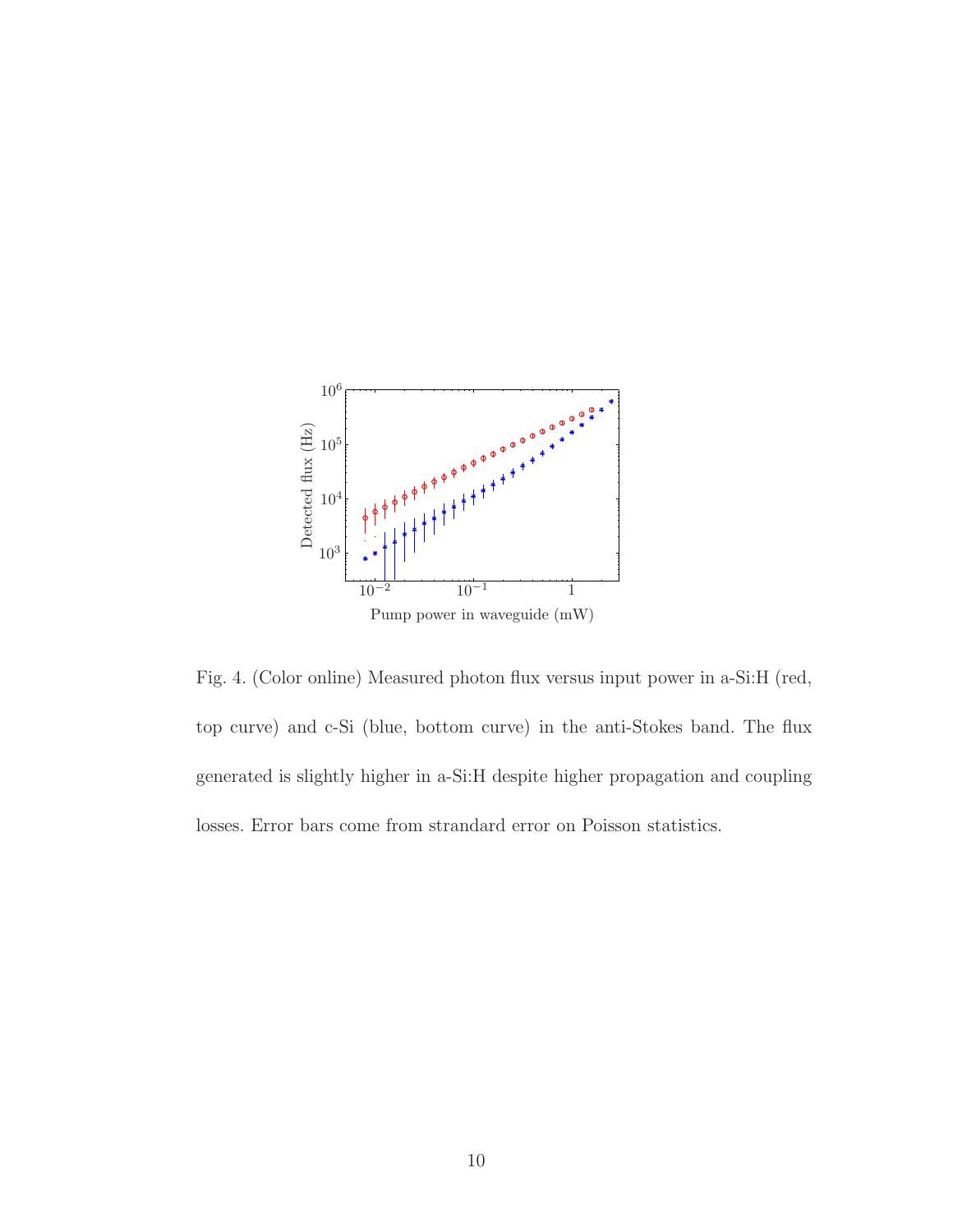Fig. 4. (Color online) Measured photon flux versus input power in a-Si:H (red, top curve) and c-Si (blue, bottom curve) in the anti-Stokes band. The flux generated is slightly higher in a-Si:H despite higher propagation and coupling losses. Error bars come from strandard error on Poisson statistics.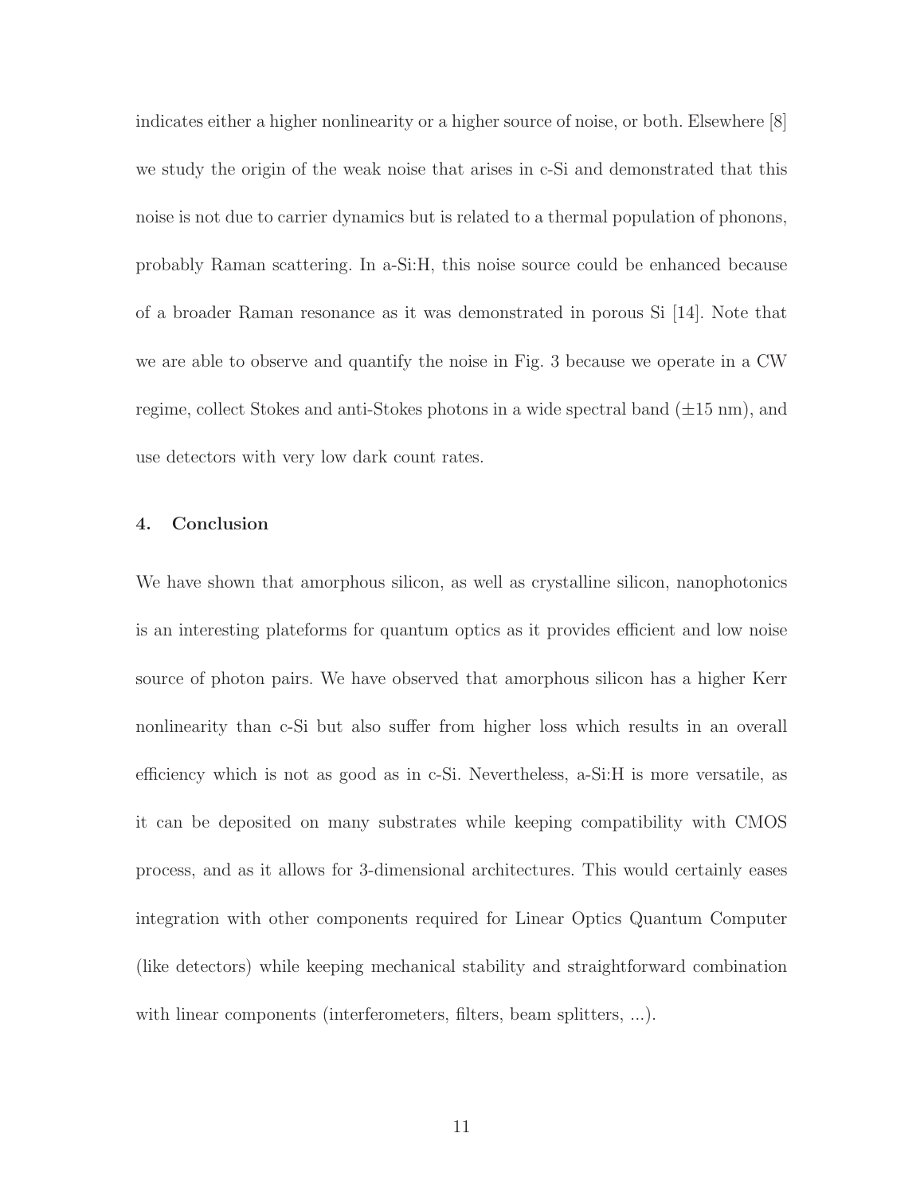indicates either a higher nonlinearity or a higher source of noise, or both. Elsewhere [8] we study the origin of the weak noise that arises in c-Si and demonstrated that this noise is not due to carrier dynamics but is related to a thermal population of phonons, probably Raman scattering. In a-Si:H, this noise source could be enhanced because of a broader Raman resonance as it was demonstrated in porous Si [14]. Note that we are able to observe and quantify the noise in Fig. 3 because we operate in a CW regime, collect Stokes and anti-Stokes photons in a wide spectral band ($\pm 15$ nm), and use detectors with very low dark count rates.

## 4. Conclusion

We have shown that amorphous silicon, as well as crystalline silicon, nanophotonics is an interesting plateforms for quantum optics as it provides efficient and low noise source of photon pairs. We have observed that amorphous silicon has a higher Kerr nonlinearity than c-Si but also suffer from higher loss which results in an overall efficiency which is not as good as in c-Si. Nevertheless, a-Si:H is more versatile, as it can be deposited on many substrates while keeping compatibility with CMOS process, and as it allows for 3-dimensional architectures. This would certainly eases integration with other components required for Linear Optics Quantum Computer (like detectors) while keeping mechanical stability and straightforward combination with linear components (interferometers, filters, beam splitters, ...).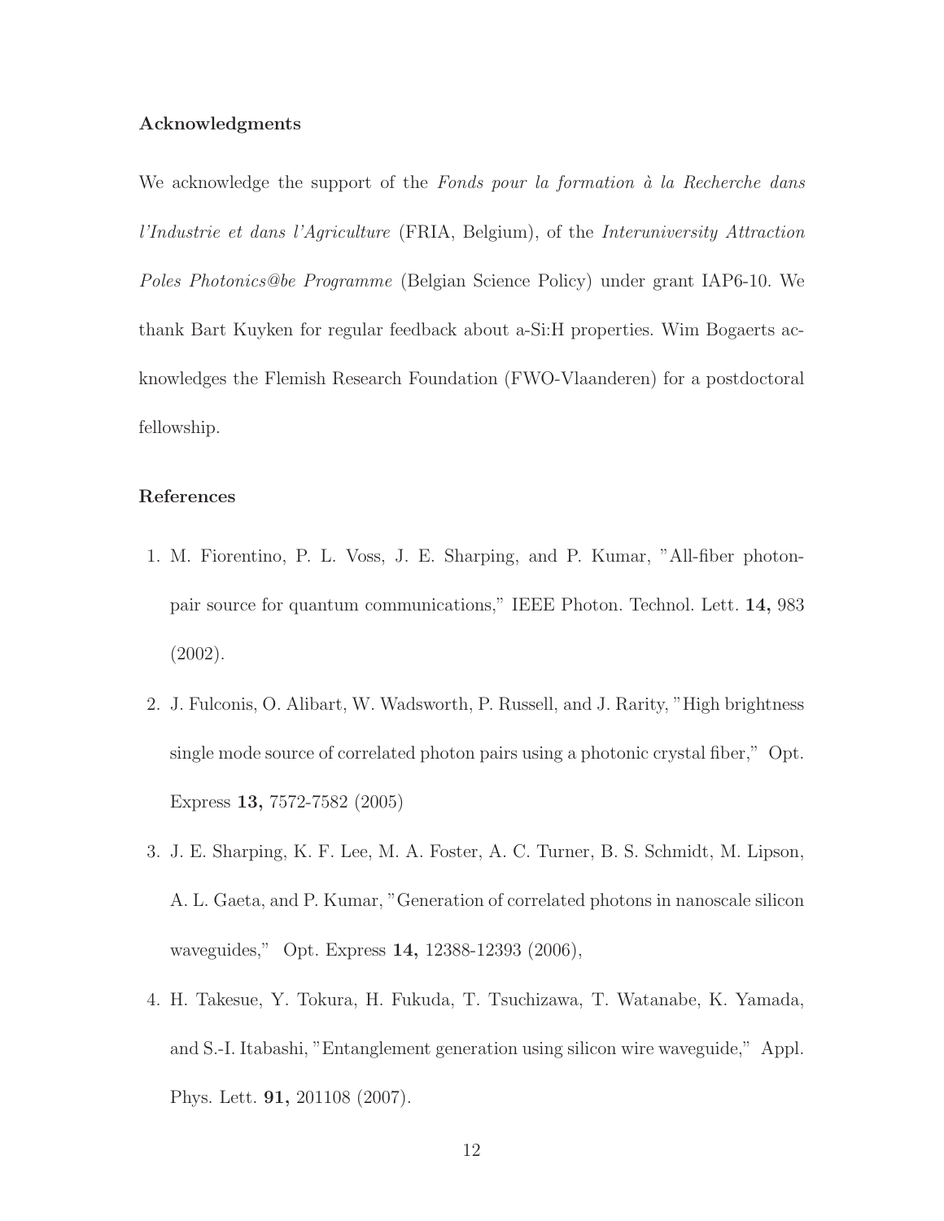## Acknowledgments

We acknowledge the support of the *Fonds pour la formation à la Recherche dans l'Industrie et dans l'Agriculture* (FRIA, Belgium), of the *Interuniversity Attraction Poles Photonics@be Programme* (Belgian Science Policy) under grant IAP6-10. We thank Bart Kuyken for regular feedback about a-Si:H properties. Wim Bogaerts acknowledges the Flemish Research Foundation (FWO-Vlaanderen) for a postdoctoral fellowship.

## References

1. M. Fiorentino, P. L. Voss, J. E. Sharping, and P. Kumar, "All-fiber photon-pair source for quantum communications," IEEE Photon. Technol. Lett. **14,** 983 (2002).
2. J. Fulconis, O. Alibart, W. Wadsworth, P. Russell, and J. Rarity, "High brightness single mode source of correlated photon pairs using a photonic crystal fiber," Opt. Express **13,** 7572-7582 (2005)
3. J. E. Sharping, K. F. Lee, M. A. Foster, A. C. Turner, B. S. Schmidt, M. Lipson, A. L. Gaeta, and P. Kumar, "Generation of correlated photons in nanoscale silicon waveguides," Opt. Express **14,** 12388-12393 (2006),
4. H. Takesue, Y. Tokura, H. Fukuda, T. Tsuchizawa, T. Watanabe, K. Yamada, and S.-I. Itabashi, "Entanglement generation using silicon wire waveguide," Appl. Phys. Lett. **91,** 201108 (2007).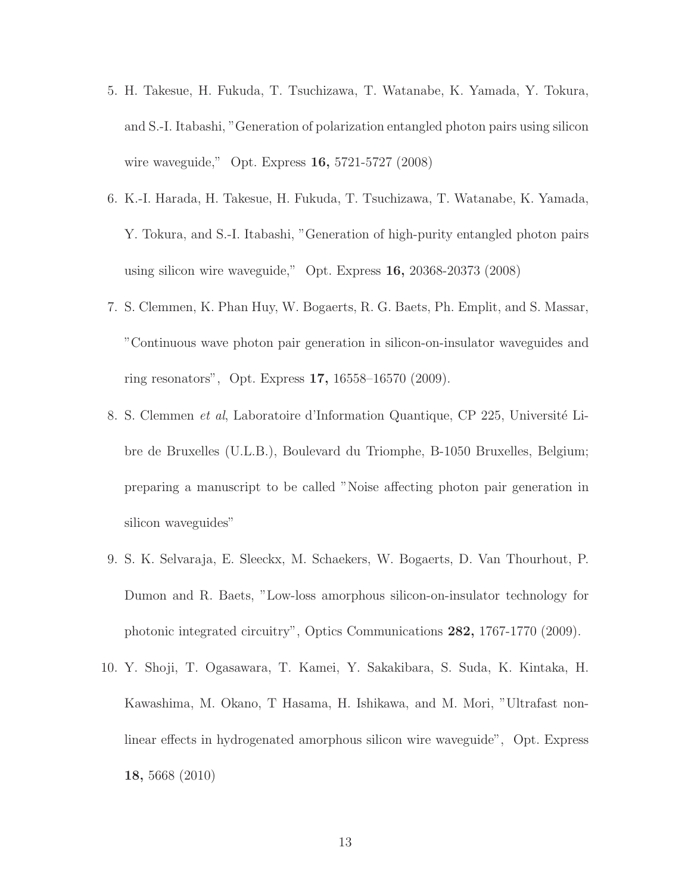5. H. Takesue, H. Fukuda, T. Tsuchizawa, T. Watanabe, K. Yamada, Y. Tokura, and S.-I. Itabashi, "Generation of polarization entangled photon pairs using silicon wire waveguide," Opt. Express **16,** 5721-5727 (2008)
6. K.-I. Harada, H. Takesue, H. Fukuda, T. Tsuchizawa, T. Watanabe, K. Yamada, Y. Tokura, and S.-I. Itabashi, "Generation of high-purity entangled photon pairs using silicon wire waveguide," Opt. Express **16,** 20368-20373 (2008)
7. S. Clemmen, K. Phan Huy, W. Bogaerts, R. G. Baets, Ph. Emplit, and S. Massar, "Continuous wave photon pair generation in silicon-on-insulator waveguides and ring resonators", Opt. Express **17,** 16558–16570 (2009).
8. S. Clemmen *et al*, Laboratoire d'Information Quantique, CP 225, Université Libre de Bruxelles (U.L.B.), Boulevard du Triomphe, B-1050 Bruxelles, Belgium; preparing a manuscript to be called "Noise affecting photon pair generation in silicon waveguides"
9. S. K. Selvaraja, E. Sleeckx, M. Schaekers, W. Bogaerts, D. Van Thourhout, P. Dumon and R. Baets, "Low-loss amorphous silicon-on-insulator technology for photonic integrated circuitry", Optics Communications **282,** 1767-1770 (2009).
10. Y. Shoji, T. Ogasawara, T. Kamei, Y. Sakakibara, S. Suda, K. Kintaka, H. Kawashima, M. Okano, T Hasama, H. Ishikawa, and M. Mori, "Ultrafast nonlinear effects in hydrogenated amorphous silicon wire waveguide", Opt. Express **18,** 5668 (2010)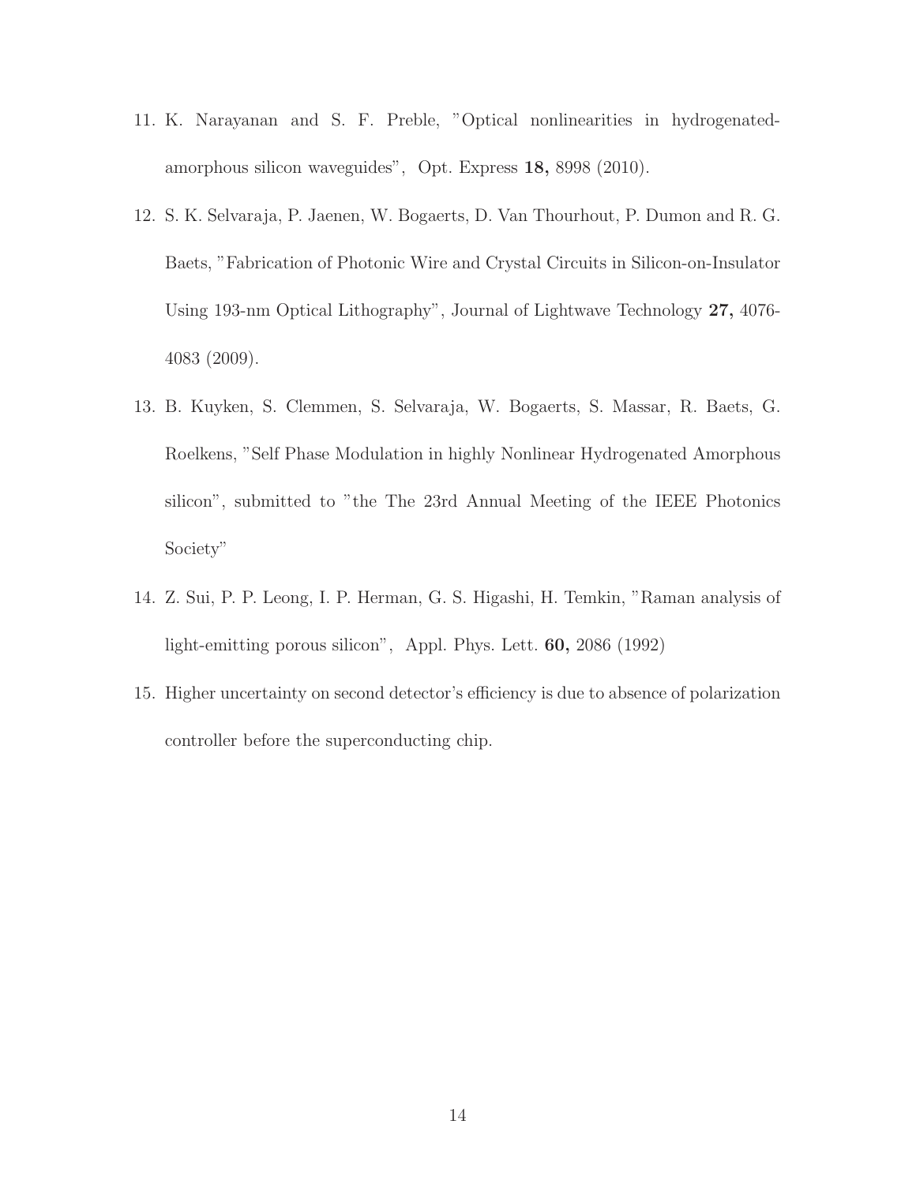11. K. Narayanan and S. F. Preble, "Optical nonlinearities in hydrogenated-amorphous silicon waveguides", Opt. Express **18,** 8998 (2010).

12. S. K. Selvaraja, P. Jaenen, W. Bogaerts, D. Van Thourhout, P. Dumon and R. G. Baets, "Fabrication of Photonic Wire and Crystal Circuits in Silicon-on-Insulator Using 193-nm Optical Lithography", Journal of Lightwave Technology **27,** 4076-4083 (2009).

13. B. Kuyken, S. Clemmen, S. Selvaraja, W. Bogaerts, S. Massar, R. Baets, G. Roelkens, "Self Phase Modulation in highly Nonlinear Hydrogenated Amorphous silicon", submitted to "the The 23rd Annual Meeting of the IEEE Photonics Society"

14. Z. Sui, P. P. Leong, I. P. Herman, G. S. Higashi, H. Temkin, "Raman analysis of light-emitting porous silicon", Appl. Phys. Lett. **60,** 2086 (1992)

15. Higher uncertainty on second detector's efficiency is due to absence of polarization controller before the superconducting chip.